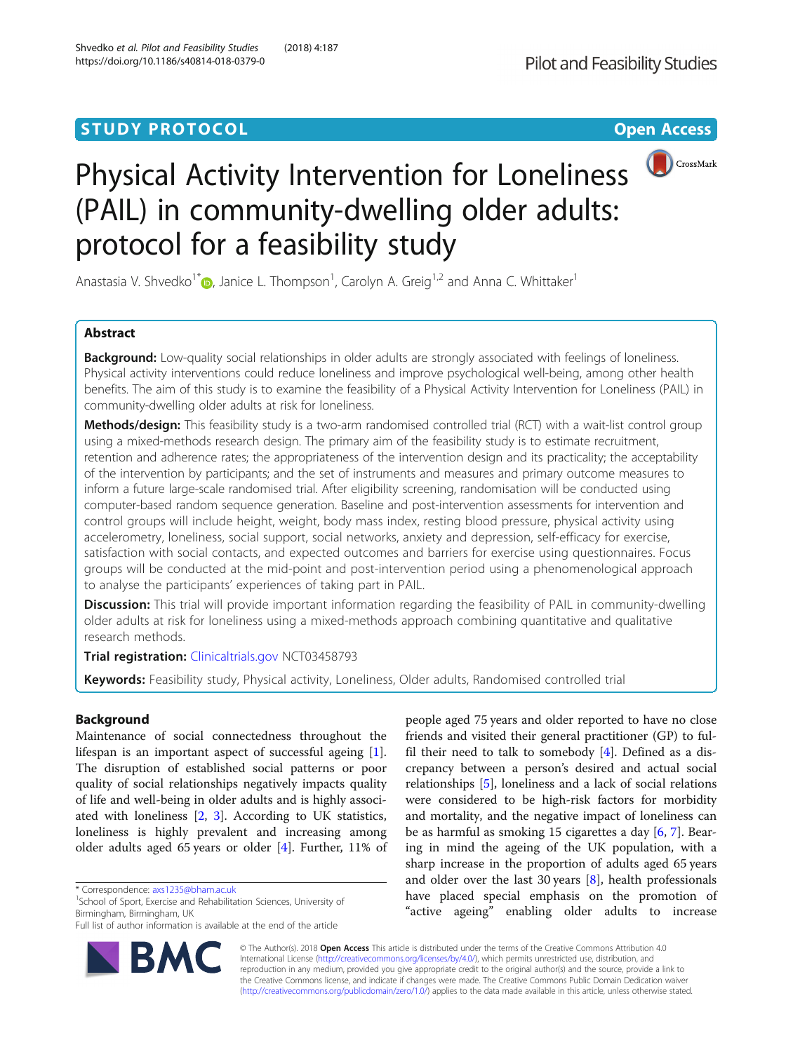STUDY PROTOCOL

Open Access

# Physical Activity Intervention for Loneliness (PAIL) in community-dwelling older adults: protocol for a feasibility study

Anastasia V. Shvedko[1*], Janice L. Thompson[1], Carolyn A. Greig[1,2] and Anna C. Whittaker[1]

## Abstract

**Background:** Low-quality social relationships in older adults are strongly associated with feelings of loneliness. Physical activity interventions could reduce loneliness and improve psychological well-being, among other health benefits. The aim of this study is to examine the feasibility of a Physical Activity Intervention for Loneliness (PAIL) in community-dwelling older adults at risk for loneliness.

**Methods/design:** This feasibility study is a two-arm randomised controlled trial (RCT) with a wait-list control group using a mixed-methods research design. The primary aim of the feasibility study is to estimate recruitment, retention and adherence rates; the appropriateness of the intervention design and its practicality; the acceptability of the intervention by participants; and the set of instruments and measures and primary outcome measures to inform a future large-scale randomised trial. After eligibility screening, randomisation will be conducted using computer-based random sequence generation. Baseline and post-intervention assessments for intervention and control groups will include height, weight, body mass index, resting blood pressure, physical activity using accelerometry, loneliness, social support, social networks, anxiety and depression, self-efficacy for exercise, satisfaction with social contacts, and expected outcomes and barriers for exercise using questionnaires. Focus groups will be conducted at the mid-point and post-intervention period using a phenomenological approach to analyse the participants' experiences of taking part in PAIL.

**Discussion:** This trial will provide important information regarding the feasibility of PAIL in community-dwelling older adults at risk for loneliness using a mixed-methods approach combining quantitative and qualitative research methods.

**Trial registration:** Clinicaltrials.gov NCT03458793

**Keywords:** Feasibility study, Physical activity, Loneliness, Older adults, Randomised controlled trial

## Background

Maintenance of social connectedness throughout the lifespan is an important aspect of successful ageing [1]. The disruption of established social patterns or poor quality of social relationships negatively impacts quality of life and well-being in older adults and is highly associated with loneliness [2, 3]. According to UK statistics, loneliness is highly prevalent and increasing among older adults aged 65 years or older [4]. Further, 11% of people aged 75 years and older reported to have no close friends and visited their general practitioner (GP) to fulfil their need to talk to somebody [4]. Defined as a discrepancy between a person's desired and actual social relationships [5], loneliness and a lack of social relations were considered to be high-risk factors for morbidity and mortality, and the negative impact of loneliness can be as harmful as smoking 15 cigarettes a day [6, 7]. Bearing in mind the ageing of the UK population, with a sharp increase in the proportion of adults aged 65 years and older over the last 30 years [8], health professionals have placed special emphasis on the promotion of "active ageing" enabling older adults to increase

\* Correspondence: axs1235@bham.ac.uk
[1]School of Sport, Exercise and Rehabilitation Sciences, University of Birmingham, Birmingham, UK
Full list of author information is available at the end of the article

© The Author(s). 2018 **Open Access** This article is distributed under the terms of the Creative Commons Attribution 4.0 International License (http://creativecommons.org/licenses/by/4.0/), which permits unrestricted use, distribution, and reproduction in any medium, provided you give appropriate credit to the original author(s) and the source, provide a link to the Creative Commons license, and indicate if changes were made. The Creative Commons Public Domain Dedication waiver (http://creativecommons.org/publicdomain/zero/1.0/) applies to the data made available in this article, unless otherwise stated.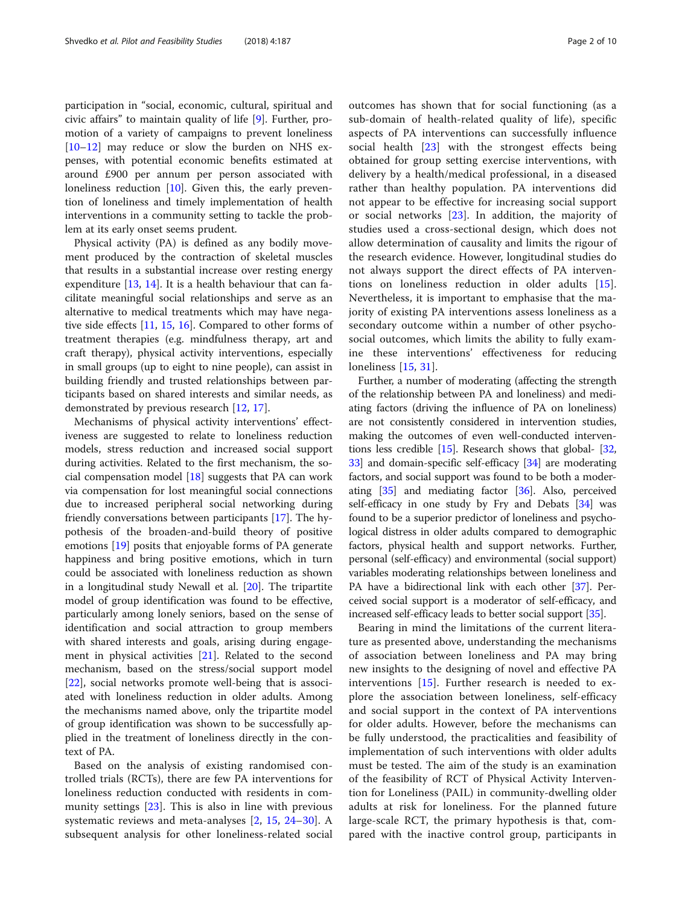participation in "social, economic, cultural, spiritual and civic affairs" to maintain quality of life [9]. Further, promotion of a variety of campaigns to prevent loneliness [10–12] may reduce or slow the burden on NHS expenses, with potential economic benefits estimated at around £900 per annum per person associated with loneliness reduction [10]. Given this, the early prevention of loneliness and timely implementation of health interventions in a community setting to tackle the problem at its early onset seems prudent.

Physical activity (PA) is defined as any bodily movement produced by the contraction of skeletal muscles that results in a substantial increase over resting energy expenditure [13, 14]. It is a health behaviour that can facilitate meaningful social relationships and serve as an alternative to medical treatments which may have negative side effects [11, 15, 16]. Compared to other forms of treatment therapies (e.g. mindfulness therapy, art and craft therapy), physical activity interventions, especially in small groups (up to eight to nine people), can assist in building friendly and trusted relationships between participants based on shared interests and similar needs, as demonstrated by previous research [12, 17].

Mechanisms of physical activity interventions' effectiveness are suggested to relate to loneliness reduction models, stress reduction and increased social support during activities. Related to the first mechanism, the social compensation model [18] suggests that PA can work via compensation for lost meaningful social connections due to increased peripheral social networking during friendly conversations between participants [17]. The hypothesis of the broaden-and-build theory of positive emotions [19] posits that enjoyable forms of PA generate happiness and bring positive emotions, which in turn could be associated with loneliness reduction as shown in a longitudinal study Newall et al. [20]. The tripartite model of group identification was found to be effective, particularly among lonely seniors, based on the sense of identification and social attraction to group members with shared interests and goals, arising during engagement in physical activities [21]. Related to the second mechanism, based on the stress/social support model [22], social networks promote well-being that is associated with loneliness reduction in older adults. Among the mechanisms named above, only the tripartite model of group identification was shown to be successfully applied in the treatment of loneliness directly in the context of PA.

Based on the analysis of existing randomised controlled trials (RCTs), there are few PA interventions for loneliness reduction conducted with residents in community settings [23]. This is also in line with previous systematic reviews and meta-analyses [2, 15, 24–30]. A subsequent analysis for other loneliness-related social outcomes has shown that for social functioning (as a sub-domain of health-related quality of life), specific aspects of PA interventions can successfully influence social health [23] with the strongest effects being obtained for group setting exercise interventions, with delivery by a health/medical professional, in a diseased rather than healthy population. PA interventions did not appear to be effective for increasing social support or social networks [23]. In addition, the majority of studies used a cross-sectional design, which does not allow determination of causality and limits the rigour of the research evidence. However, longitudinal studies do not always support the direct effects of PA interventions on loneliness reduction in older adults [15]. Nevertheless, it is important to emphasise that the majority of existing PA interventions assess loneliness as a secondary outcome within a number of other psychosocial outcomes, which limits the ability to fully examine these interventions' effectiveness for reducing loneliness [15, 31].

Further, a number of moderating (affecting the strength of the relationship between PA and loneliness) and mediating factors (driving the influence of PA on loneliness) are not consistently considered in intervention studies, making the outcomes of even well-conducted interventions less credible [15]. Research shows that global- [32, 33] and domain-specific self-efficacy [34] are moderating factors, and social support was found to be both a moderating [35] and mediating factor [36]. Also, perceived self-efficacy in one study by Fry and Debats [34] was found to be a superior predictor of loneliness and psychological distress in older adults compared to demographic factors, physical health and support networks. Further, personal (self-efficacy) and environmental (social support) variables moderating relationships between loneliness and PA have a bidirectional link with each other [37]. Perceived social support is a moderator of self-efficacy, and increased self-efficacy leads to better social support [35].

Bearing in mind the limitations of the current literature as presented above, understanding the mechanisms of association between loneliness and PA may bring new insights to the designing of novel and effective PA interventions [15]. Further research is needed to explore the association between loneliness, self-efficacy and social support in the context of PA interventions for older adults. However, before the mechanisms can be fully understood, the practicalities and feasibility of implementation of such interventions with older adults must be tested. The aim of the study is an examination of the feasibility of RCT of Physical Activity Intervention for Loneliness (PAIL) in community-dwelling older adults at risk for loneliness. For the planned future large-scale RCT, the primary hypothesis is that, compared with the inactive control group, participants in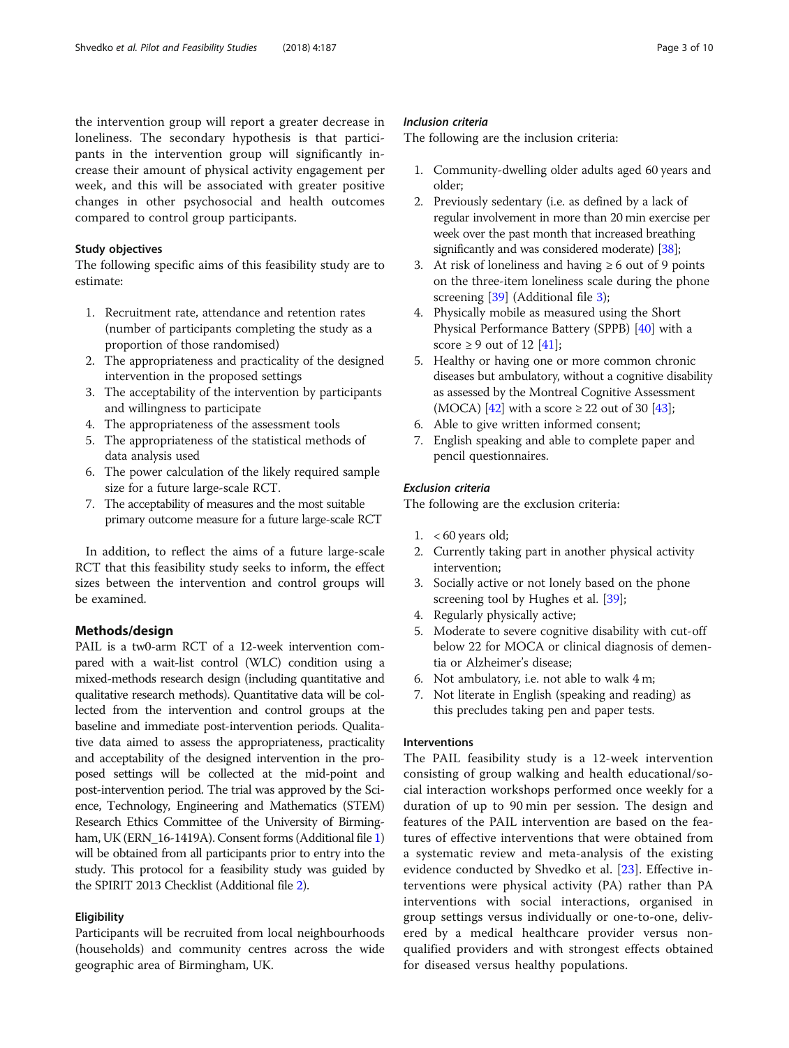the intervention group will report a greater decrease in loneliness. The secondary hypothesis is that participants in the intervention group will significantly increase their amount of physical activity engagement per week, and this will be associated with greater positive changes in other psychosocial and health outcomes compared to control group participants.

### Study objectives

The following specific aims of this feasibility study are to estimate:

1. Recruitment rate, attendance and retention rates (number of participants completing the study as a proportion of those randomised)
2. The appropriateness and practicality of the designed intervention in the proposed settings
3. The acceptability of the intervention by participants and willingness to participate
4. The appropriateness of the assessment tools
5. The appropriateness of the statistical methods of data analysis used
6. The power calculation of the likely required sample size for a future large-scale RCT.
7. The acceptability of measures and the most suitable primary outcome measure for a future large-scale RCT

In addition, to reflect the aims of a future large-scale RCT that this feasibility study seeks to inform, the effect sizes between the intervention and control groups will be examined.

## Methods/design

PAIL is a tw0-arm RCT of a 12-week intervention compared with a wait-list control (WLC) condition using a mixed-methods research design (including quantitative and qualitative research methods). Quantitative data will be collected from the intervention and control groups at the baseline and immediate post-intervention periods. Qualitative data aimed to assess the appropriateness, practicality and acceptability of the designed intervention in the proposed settings will be collected at the mid-point and post-intervention period. The trial was approved by the Science, Technology, Engineering and Mathematics (STEM) Research Ethics Committee of the University of Birmingham, UK (ERN_16-1419A). Consent forms (Additional file 1) will be obtained from all participants prior to entry into the study. This protocol for a feasibility study was guided by the SPIRIT 2013 Checklist (Additional file 2).

### Eligibility

Participants will be recruited from local neighbourhoods (households) and community centres across the wide geographic area of Birmingham, UK.

#### *Inclusion criteria*

The following are the inclusion criteria:

1. Community-dwelling older adults aged 60 years and older;
2. Previously sedentary (i.e. as defined by a lack of regular involvement in more than 20 min exercise per week over the past month that increased breathing significantly and was considered moderate) [38];
3. At risk of loneliness and having ≥ 6 out of 9 points on the three-item loneliness scale during the phone screening [39] (Additional file 3);
4. Physically mobile as measured using the Short Physical Performance Battery (SPPB) [40] with a score ≥ 9 out of 12 [41];
5. Healthy or having one or more common chronic diseases but ambulatory, without a cognitive disability as assessed by the Montreal Cognitive Assessment (MOCA) [42] with a score ≥ 22 out of 30 [43];
6. Able to give written informed consent;
7. English speaking and able to complete paper and pencil questionnaires.

#### *Exclusion criteria*

The following are the exclusion criteria:

1. < 60 years old;
2. Currently taking part in another physical activity intervention;
3. Socially active or not lonely based on the phone screening tool by Hughes et al. [39];
4. Regularly physically active;
5. Moderate to severe cognitive disability with cut-off below 22 for MOCA or clinical diagnosis of dementia or Alzheimer's disease;
6. Not ambulatory, i.e. not able to walk 4 m;
7. Not literate in English (speaking and reading) as this precludes taking pen and paper tests.

### Interventions

The PAIL feasibility study is a 12-week intervention consisting of group walking and health educational/social interaction workshops performed once weekly for a duration of up to 90 min per session. The design and features of the PAIL intervention are based on the features of effective interventions that were obtained from a systematic review and meta-analysis of the existing evidence conducted by Shvedko et al. [23]. Effective interventions were physical activity (PA) rather than PA interventions with social interactions, organised in group settings versus individually or one-to-one, delivered by a medical healthcare provider versus non-qualified providers and with strongest effects obtained for diseased versus healthy populations.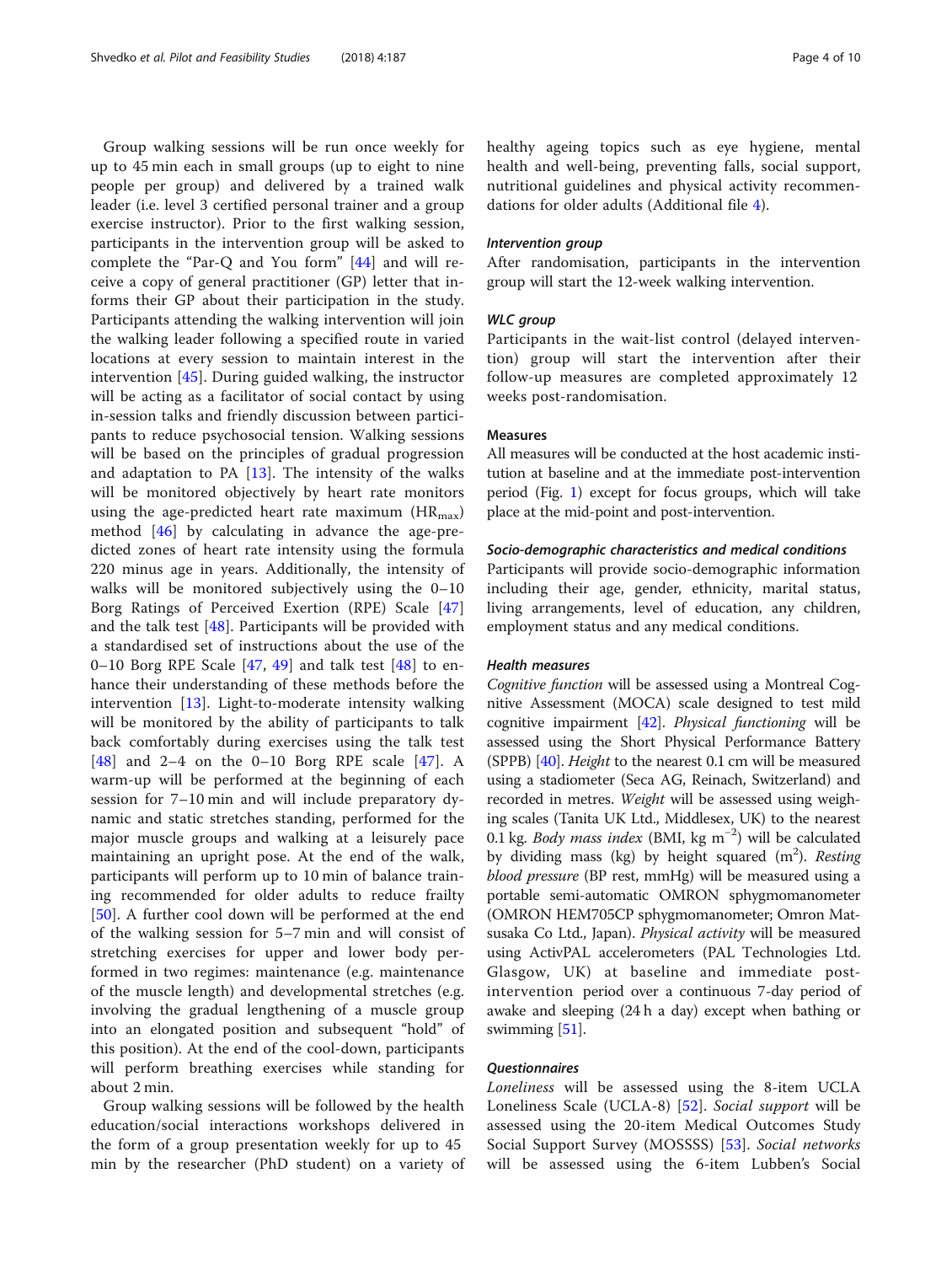Group walking sessions will be run once weekly for up to 45 min each in small groups (up to eight to nine people per group) and delivered by a trained walk leader (i.e. level 3 certified personal trainer and a group exercise instructor). Prior to the first walking session, participants in the intervention group will be asked to complete the "Par-Q and You form" [44] and will receive a copy of general practitioner (GP) letter that informs their GP about their participation in the study. Participants attending the walking intervention will join the walking leader following a specified route in varied locations at every session to maintain interest in the intervention [45]. During guided walking, the instructor will be acting as a facilitator of social contact by using in-session talks and friendly discussion between participants to reduce psychosocial tension. Walking sessions will be based on the principles of gradual progression and adaptation to PA [13]. The intensity of the walks will be monitored objectively by heart rate monitors using the age-predicted heart rate maximum ($HR_{max}$) method [46] by calculating in advance the age-predicted zones of heart rate intensity using the formula 220 minus age in years. Additionally, the intensity of walks will be monitored subjectively using the 0–10 Borg Ratings of Perceived Exertion (RPE) Scale [47] and the talk test [48]. Participants will be provided with a standardised set of instructions about the use of the 0–10 Borg RPE Scale [47, 49] and talk test [48] to enhance their understanding of these methods before the intervention [13]. Light-to-moderate intensity walking will be monitored by the ability of participants to talk back comfortably during exercises using the talk test [48] and 2–4 on the 0–10 Borg RPE scale [47]. A warm-up will be performed at the beginning of each session for 7–10 min and will include preparatory dynamic and static stretches standing, performed for the major muscle groups and walking at a leisurely pace maintaining an upright pose. At the end of the walk, participants will perform up to 10 min of balance training recommended for older adults to reduce frailty [50]. A further cool down will be performed at the end of the walking session for 5–7 min and will consist of stretching exercises for upper and lower body performed in two regimes: maintenance (e.g. maintenance of the muscle length) and developmental stretches (e.g. involving the gradual lengthening of a muscle group into an elongated position and subsequent "hold" of this position). At the end of the cool-down, participants will perform breathing exercises while standing for about 2 min.

Group walking sessions will be followed by the health education/social interactions workshops delivered in the form of a group presentation weekly for up to 45 min by the researcher (PhD student) on a variety of healthy ageing topics such as eye hygiene, mental health and well-being, preventing falls, social support, nutritional guidelines and physical activity recommendations for older adults (Additional file 4).

#### *Intervention group*

After randomisation, participants in the intervention group will start the 12-week walking intervention.

#### *WLC group*

Participants in the wait-list control (delayed intervention) group will start the intervention after their follow-up measures are completed approximately 12 weeks post-randomisation.

### Measures

All measures will be conducted at the host academic institution at baseline and at the immediate post-intervention period (Fig. 1) except for focus groups, which will take place at the mid-point and post-intervention.

#### *Socio-demographic characteristics and medical conditions*

Participants will provide socio-demographic information including their age, gender, ethnicity, marital status, living arrangements, level of education, any children, employment status and any medical conditions.

#### *Health measures*

*Cognitive function* will be assessed using a Montreal Cognitive Assessment (MOCA) scale designed to test mild cognitive impairment [42]. *Physical functioning* will be assessed using the Short Physical Performance Battery (SPPB) [40]. *Height* to the nearest 0.1 cm will be measured using a stadiometer (Seca AG, Reinach, Switzerland) and recorded in metres. *Weight* will be assessed using weighing scales (Tanita UK Ltd., Middlesex, UK) to the nearest 0.1 kg. *Body mass index* (BMI, kg $m^{-2}$) will be calculated by dividing mass (kg) by height squared ($m^2$). *Resting blood pressure* (BP rest, mmHg) will be measured using a portable semi-automatic OMRON sphygmomanometer (OMRON HEM705CP sphygmomanometer; Omron Matsusaka Co Ltd., Japan). *Physical activity* will be measured using ActivPAL accelerometers (PAL Technologies Ltd. Glasgow, UK) at baseline and immediate post-intervention period over a continuous 7-day period of awake and sleeping (24 h a day) except when bathing or swimming [51].

#### *Questionnaires*

*Loneliness* will be assessed using the 8-item UCLA Loneliness Scale (UCLA-8) [52]. *Social support* will be assessed using the 20-item Medical Outcomes Study Social Support Survey (MOSSSS) [53]. *Social networks* will be assessed using the 6-item Lubben's Social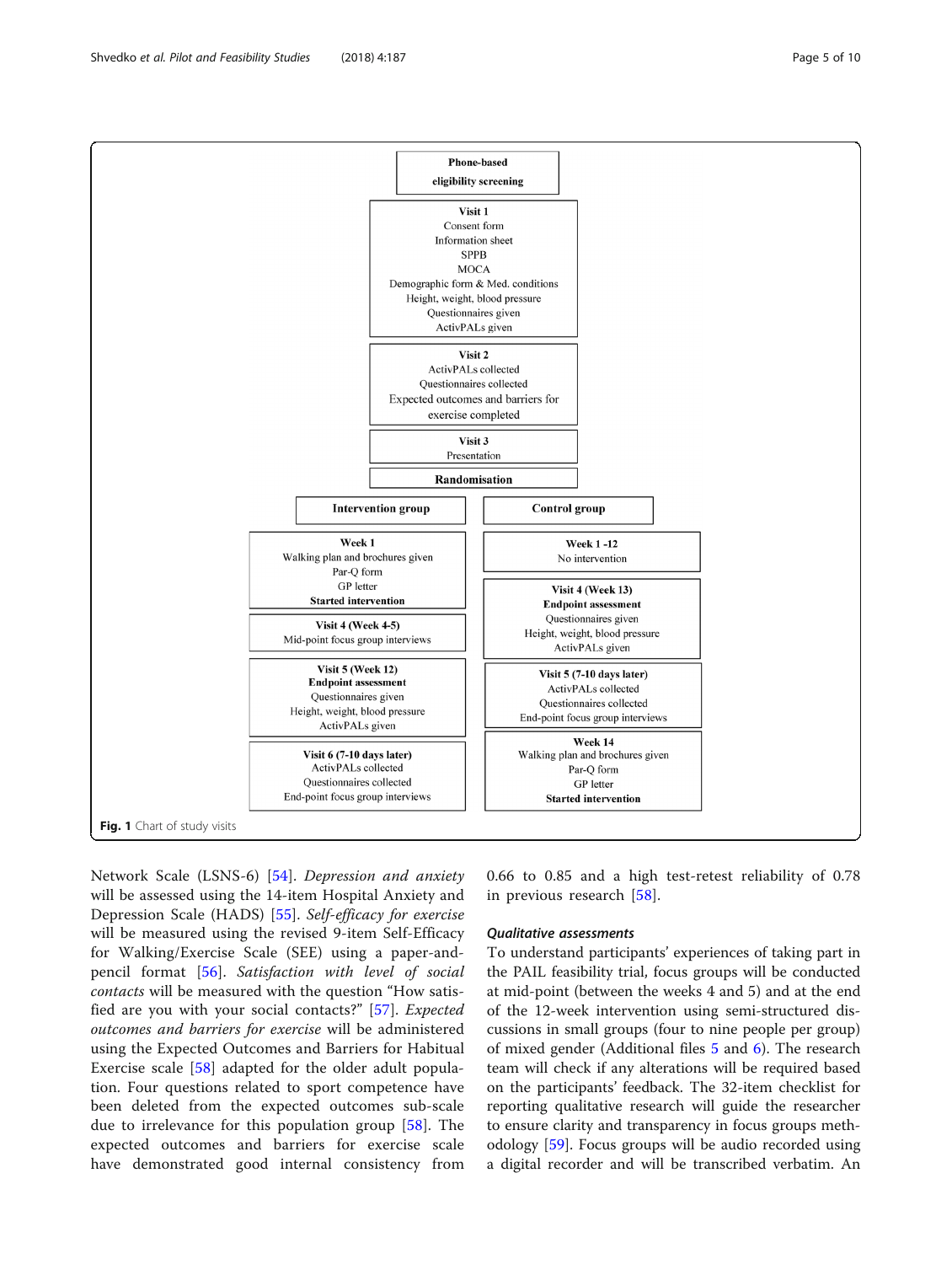Phone-based eligibility screening

**Visit 1**
Consent form
Information sheet
SPPB
MOCA
Demographic form & Med. conditions
Height, weight, blood pressure
Questionnaires given
ActivPALs given

**Visit 2**
ActivPALs collected
Questionnaires collected
Expected outcomes and barriers for exercise completed

**Visit 3**
Presentation

**Randomisation**

| Intervention group | Control group |
| --- | --- |
| **Week 1**<br>Walking plan and brochures given<br>Par-Q form<br>GP letter<br>**Started intervention** | **Week 1 -12**<br>No intervention |
| **Visit 4 (Week 4-5)**<br>Mid-point focus group interviews | **Visit 4 (Week 13)**<br>**Endpoint assessment**<br>Questionnaires given<br>Height, weight, blood pressure<br>ActivPALs given |
| **Visit 5 (Week 12)**<br>**Endpoint assessment**<br>Questionnaires given<br>Height, weight, blood pressure<br>ActivPALs given | **Visit 5 (7-10 days later)**<br>ActivPALs collected<br>Questionnaires collected<br>End-point focus group interviews |
| **Visit 6 (7-10 days later)**<br>ActivPALs collected<br>Questionnaires collected<br>End-point focus group interviews | **Week 14**<br>Walking plan and brochures given<br>Par-Q form<br>GP letter<br>**Started intervention** |

**Fig. 1** Chart of study visits

Network Scale (LSNS-6) [54]. *Depression and anxiety* will be assessed using the 14-item Hospital Anxiety and Depression Scale (HADS) [55]. *Self-efficacy for exercise* will be measured using the revised 9-item Self-Efficacy for Walking/Exercise Scale (SEE) using a paper-and-pencil format [56]. *Satisfaction with level of social contacts* will be measured with the question "How satisfied are you with your social contacts?" [57]. *Expected outcomes and barriers for exercise* will be administered using the Expected Outcomes and Barriers for Habitual Exercise scale [58] adapted for the older adult population. Four questions related to sport competence have been deleted from the expected outcomes sub-scale due to irrelevance for this population group [58]. The expected outcomes and barriers for exercise scale have demonstrated good internal consistency from 0.66 to 0.85 and a high test-retest reliability of 0.78 in previous research [58].

### Qualitative assessments

To understand participants' experiences of taking part in the PAIL feasibility trial, focus groups will be conducted at mid-point (between the weeks 4 and 5) and at the end of the 12-week intervention using semi-structured discussions in small groups (four to nine people per group) of mixed gender (Additional files 5 and 6). The research team will check if any alterations will be required based on the participants' feedback. The 32-item checklist for reporting qualitative research will guide the researcher to ensure clarity and transparency in focus groups methodology [59]. Focus groups will be audio recorded using a digital recorder and will be transcribed verbatim. An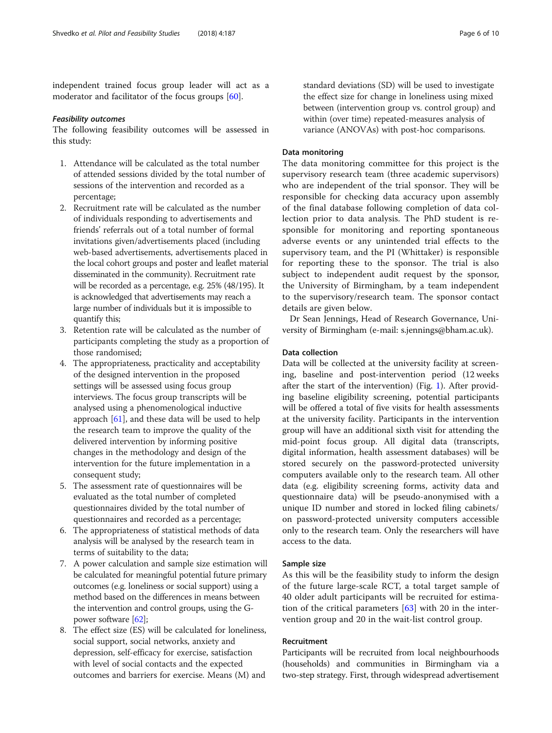independent trained focus group leader will act as a moderator and facilitator of the focus groups [60].

#### *Feasibility outcomes*

The following feasibility outcomes will be assessed in this study:

1. Attendance will be calculated as the total number of attended sessions divided by the total number of sessions of the intervention and recorded as a percentage;
2. Recruitment rate will be calculated as the number of individuals responding to advertisements and friends' referrals out of a total number of formal invitations given/advertisements placed (including web-based advertisements, advertisements placed in the local cohort groups and poster and leaflet material disseminated in the community). Recruitment rate will be recorded as a percentage, e.g. 25% (48/195). It is acknowledged that advertisements may reach a large number of individuals but it is impossible to quantify this;
3. Retention rate will be calculated as the number of participants completing the study as a proportion of those randomised;
4. The appropriateness, practicality and acceptability of the designed intervention in the proposed settings will be assessed using focus group interviews. The focus group transcripts will be analysed using a phenomenological inductive approach [61], and these data will be used to help the research team to improve the quality of the delivered intervention by informing positive changes in the methodology and design of the intervention for the future implementation in a consequent study;
5. The assessment rate of questionnaires will be evaluated as the total number of completed questionnaires divided by the total number of questionnaires and recorded as a percentage;
6. The appropriateness of statistical methods of data analysis will be analysed by the research team in terms of suitability to the data;
7. A power calculation and sample size estimation will be calculated for meaningful potential future primary outcomes (e.g. loneliness or social support) using a method based on the differences in means between the intervention and control groups, using the G-power software [62];
8. The effect size (ES) will be calculated for loneliness, social support, social networks, anxiety and depression, self-efficacy for exercise, satisfaction with level of social contacts and the expected outcomes and barriers for exercise. Means (M) and standard deviations (SD) will be used to investigate the effect size for change in loneliness using mixed between (intervention group vs. control group) and within (over time) repeated-measures analysis of variance (ANOVAs) with post-hoc comparisons.

### Data monitoring

The data monitoring committee for this project is the supervisory research team (three academic supervisors) who are independent of the trial sponsor. They will be responsible for checking data accuracy upon assembly of the final database following completion of data collection prior to data analysis. The PhD student is responsible for monitoring and reporting spontaneous adverse events or any unintended trial effects to the supervisory team, and the PI (Whittaker) is responsible for reporting these to the sponsor. The trial is also subject to independent audit request by the sponsor, the University of Birmingham, by a team independent to the supervisory/research team. The sponsor contact details are given below.

Dr Sean Jennings, Head of Research Governance, University of Birmingham (e-mail: s.jennings@bham.ac.uk).

### Data collection

Data will be collected at the university facility at screening, baseline and post-intervention period (12 weeks after the start of the intervention) (Fig. 1). After providing baseline eligibility screening, potential participants will be offered a total of five visits for health assessments at the university facility. Participants in the intervention group will have an additional sixth visit for attending the mid-point focus group. All digital data (transcripts, digital information, health assessment databases) will be stored securely on the password-protected university computers available only to the research team. All other data (e.g. eligibility screening forms, activity data and questionnaire data) will be pseudo-anonymised with a unique ID number and stored in locked filing cabinets/ on password-protected university computers accessible only to the research team. Only the researchers will have access to the data.

### Sample size

As this will be the feasibility study to inform the design of the future large-scale RCT, a total target sample of 40 older adult participants will be recruited for estimation of the critical parameters [63] with 20 in the intervention group and 20 in the wait-list control group.

### Recruitment

Participants will be recruited from local neighbourhoods (households) and communities in Birmingham via a two-step strategy. First, through widespread advertisement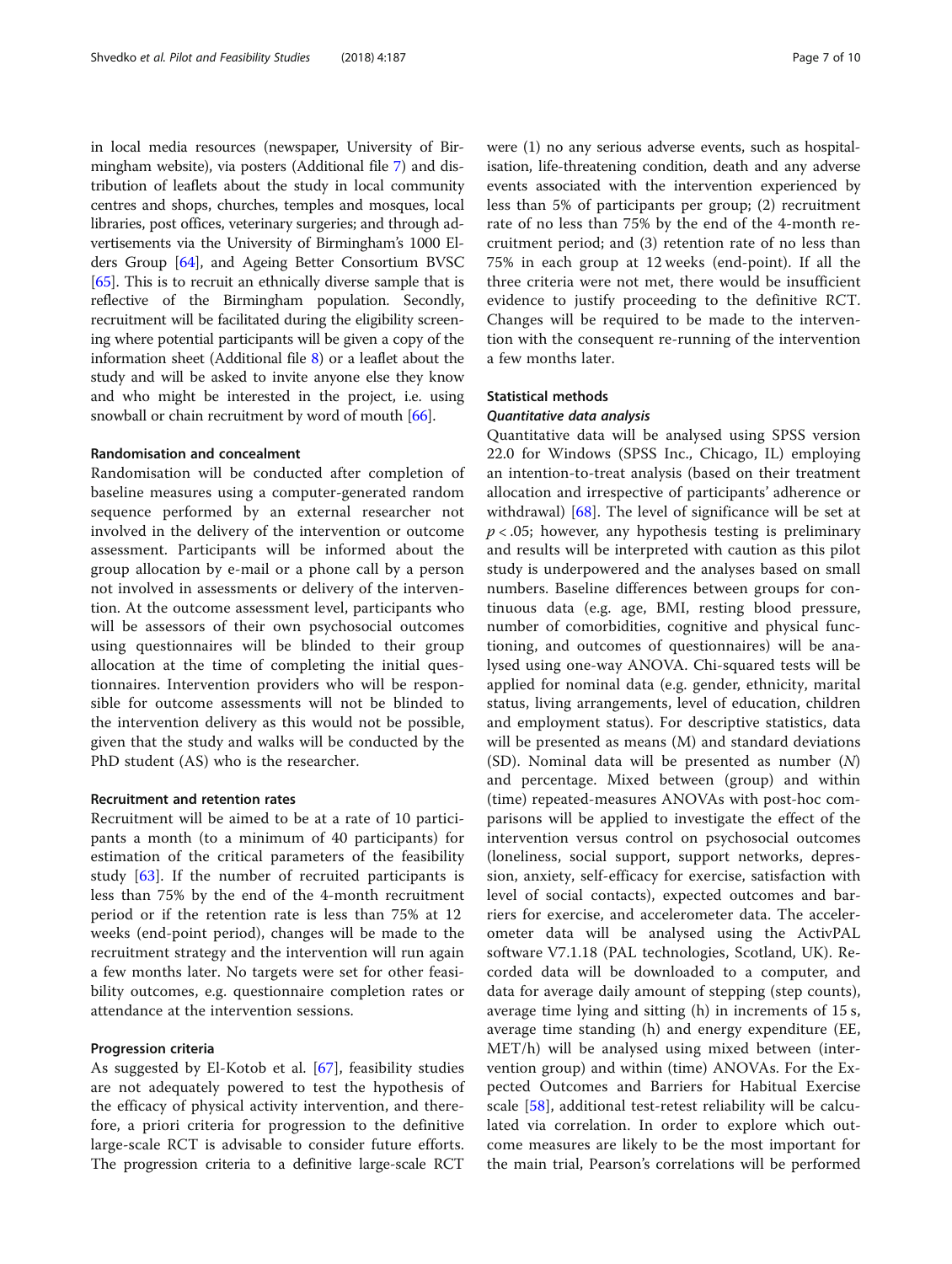in local media resources (newspaper, University of Birmingham website), via posters (Additional file 7) and distribution of leaflets about the study in local community centres and shops, churches, temples and mosques, local libraries, post offices, veterinary surgeries; and through advertisements via the University of Birmingham's 1000 Elders Group [64], and Ageing Better Consortium BVSC [65]. This is to recruit an ethnically diverse sample that is reflective of the Birmingham population. Secondly, recruitment will be facilitated during the eligibility screening where potential participants will be given a copy of the information sheet (Additional file 8) or a leaflet about the study and will be asked to invite anyone else they know and who might be interested in the project, i.e. using snowball or chain recruitment by word of mouth [66].

### Randomisation and concealment

Randomisation will be conducted after completion of baseline measures using a computer-generated random sequence performed by an external researcher not involved in the delivery of the intervention or outcome assessment. Participants will be informed about the group allocation by e-mail or a phone call by a person not involved in assessments or delivery of the intervention. At the outcome assessment level, participants who will be assessors of their own psychosocial outcomes using questionnaires will be blinded to their group allocation at the time of completing the initial questionnaires. Intervention providers who will be responsible for outcome assessments will not be blinded to the intervention delivery as this would not be possible, given that the study and walks will be conducted by the PhD student (AS) who is the researcher.

### Recruitment and retention rates

Recruitment will be aimed to be at a rate of 10 participants a month (to a minimum of 40 participants) for estimation of the critical parameters of the feasibility study [63]. If the number of recruited participants is less than 75% by the end of the 4-month recruitment period or if the retention rate is less than 75% at 12 weeks (end-point period), changes will be made to the recruitment strategy and the intervention will run again a few months later. No targets were set for other feasibility outcomes, e.g. questionnaire completion rates or attendance at the intervention sessions.

### Progression criteria

As suggested by El-Kotob et al. [67], feasibility studies are not adequately powered to test the hypothesis of the efficacy of physical activity intervention, and therefore, a priori criteria for progression to the definitive large-scale RCT is advisable to consider future efforts. The progression criteria to a definitive large-scale RCT were (1) no any serious adverse events, such as hospitalisation, life-threatening condition, death and any adverse events associated with the intervention experienced by less than 5% of participants per group; (2) recruitment rate of no less than 75% by the end of the 4-month recruitment period; and (3) retention rate of no less than 75% in each group at 12 weeks (end-point). If all the three criteria were not met, there would be insufficient evidence to justify proceeding to the definitive RCT. Changes will be required to be made to the intervention with the consequent re-running of the intervention a few months later.

## Statistical methods

### *Quantitative data analysis*

Quantitative data will be analysed using SPSS version 22.0 for Windows (SPSS Inc., Chicago, IL) employing an intention-to-treat analysis (based on their treatment allocation and irrespective of participants' adherence or withdrawal) [68]. The level of significance will be set at $p < .05$; however, any hypothesis testing is preliminary and results will be interpreted with caution as this pilot study is underpowered and the analyses based on small numbers. Baseline differences between groups for continuous data (e.g. age, BMI, resting blood pressure, number of comorbidities, cognitive and physical functioning, and outcomes of questionnaires) will be analysed using one-way ANOVA. Chi-squared tests will be applied for nominal data (e.g. gender, ethnicity, marital status, living arrangements, level of education, children and employment status). For descriptive statistics, data will be presented as means (M) and standard deviations (SD). Nominal data will be presented as number (*N*) and percentage. Mixed between (group) and within (time) repeated-measures ANOVAs with post-hoc comparisons will be applied to investigate the effect of the intervention versus control on psychosocial outcomes (loneliness, social support, support networks, depression, anxiety, self-efficacy for exercise, satisfaction with level of social contacts), expected outcomes and barriers for exercise, and accelerometer data. The accelerometer data will be analysed using the ActivPAL software V7.1.18 (PAL technologies, Scotland, UK). Recorded data will be downloaded to a computer, and data for average daily amount of stepping (step counts), average time lying and sitting (h) in increments of 15 s, average time standing (h) and energy expenditure (EE, MET/h) will be analysed using mixed between (intervention group) and within (time) ANOVAs. For the Expected Outcomes and Barriers for Habitual Exercise scale [58], additional test-retest reliability will be calculated via correlation. In order to explore which outcome measures are likely to be the most important for the main trial, Pearson's correlations will be performed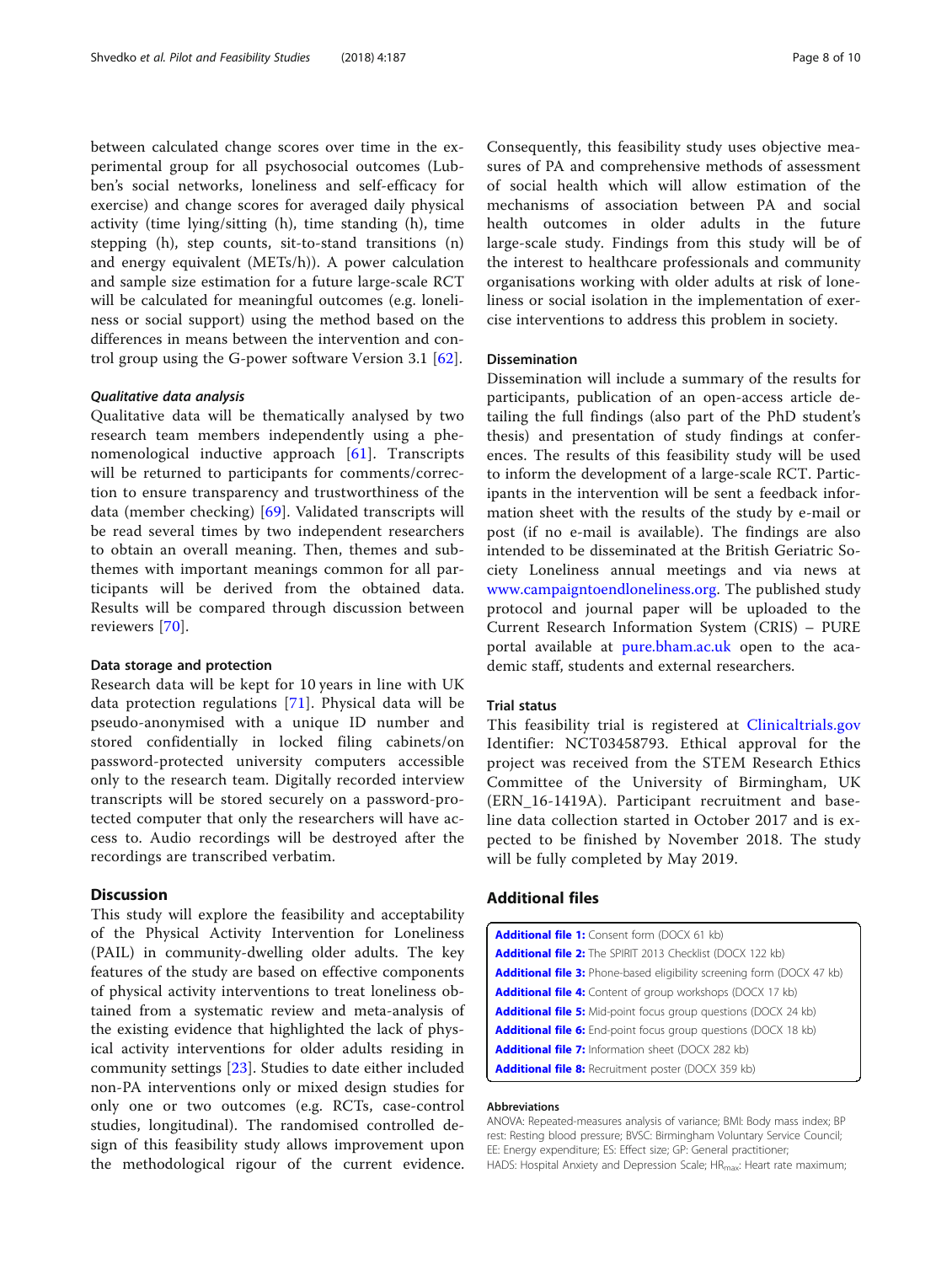between calculated change scores over time in the experimental group for all psychosocial outcomes (Lubben's social networks, loneliness and self-efficacy for exercise) and change scores for averaged daily physical activity (time lying/sitting (h), time standing (h), time stepping (h), step counts, sit-to-stand transitions (n) and energy equivalent (METs/h)). A power calculation and sample size estimation for a future large-scale RCT will be calculated for meaningful outcomes (e.g. loneliness or social support) using the method based on the differences in means between the intervention and control group using the G-power software Version 3.1 [62].

#### *Qualitative data analysis*

Qualitative data will be thematically analysed by two research team members independently using a phenomenological inductive approach [61]. Transcripts will be returned to participants for comments/correction to ensure transparency and trustworthiness of the data (member checking) [69]. Validated transcripts will be read several times by two independent researchers to obtain an overall meaning. Then, themes and subthemes with important meanings common for all participants will be derived from the obtained data. Results will be compared through discussion between reviewers [70].

### Data storage and protection

Research data will be kept for 10 years in line with UK data protection regulations [71]. Physical data will be pseudo-anonymised with a unique ID number and stored confidentially in locked filing cabinets/on password-protected university computers accessible only to the research team. Digitally recorded interview transcripts will be stored securely on a password-protected computer that only the researchers will have access to. Audio recordings will be destroyed after the recordings are transcribed verbatim.

## Discussion

This study will explore the feasibility and acceptability of the Physical Activity Intervention for Loneliness (PAIL) in community-dwelling older adults. The key features of the study are based on effective components of physical activity interventions to treat loneliness obtained from a systematic review and meta-analysis of the existing evidence that highlighted the lack of physical activity interventions for older adults residing in community settings [23]. Studies to date either included non-PA interventions only or mixed design studies for only one or two outcomes (e.g. RCTs, case-control studies, longitudinal). The randomised controlled design of this feasibility study allows improvement upon the methodological rigour of the current evidence. Consequently, this feasibility study uses objective measures of PA and comprehensive methods of assessment of social health which will allow estimation of the mechanisms of association between PA and social health outcomes in older adults in the future large-scale study. Findings from this study will be of the interest to healthcare professionals and community organisations working with older adults at risk of loneliness or social isolation in the implementation of exercise interventions to address this problem in society.

### Dissemination

Dissemination will include a summary of the results for participants, publication of an open-access article detailing the full findings (also part of the PhD student's thesis) and presentation of study findings at conferences. The results of this feasibility study will be used to inform the development of a large-scale RCT. Participants in the intervention will be sent a feedback information sheet with the results of the study by e-mail or post (if no e-mail is available). The findings are also intended to be disseminated at the British Geriatric Society Loneliness annual meetings and via news at www.campaigntoendloneliness.org. The published study protocol and journal paper will be uploaded to the Current Research Information System (CRIS) – PURE portal available at pure.bham.ac.uk open to the academic staff, students and external researchers.

### Trial status

This feasibility trial is registered at Clinicaltrials.gov Identifier: NCT03458793. Ethical approval for the project was received from the STEM Research Ethics Committee of the University of Birmingham, UK (ERN_16-1419A). Participant recruitment and baseline data collection started in October 2017 and is expected to be finished by November 2018. The study will be fully completed by May 2019.

## Additional files

**Additional file 1:** Consent form (DOCX 61 kb)
**Additional file 2:** The SPIRIT 2013 Checklist (DOCX 122 kb)
**Additional file 3:** Phone-based eligibility screening form (DOCX 47 kb)
**Additional file 4:** Content of group workshops (DOCX 17 kb)
**Additional file 5:** Mid-point focus group questions (DOCX 24 kb)
**Additional file 6:** End-point focus group questions (DOCX 18 kb)
**Additional file 7:** Information sheet (DOCX 282 kb)
**Additional file 8:** Recruitment poster (DOCX 359 kb)

#### Abbreviations

ANOVA: Repeated-measures analysis of variance; BMI: Body mass index; BP rest: Resting blood pressure; BVSC: Birmingham Voluntary Service Council; EE: Energy expenditure; ES: Effect size; GP: General practitioner; HADS: Hospital Anxiety and Depression Scale; $HR_{max}$: Heart rate maximum;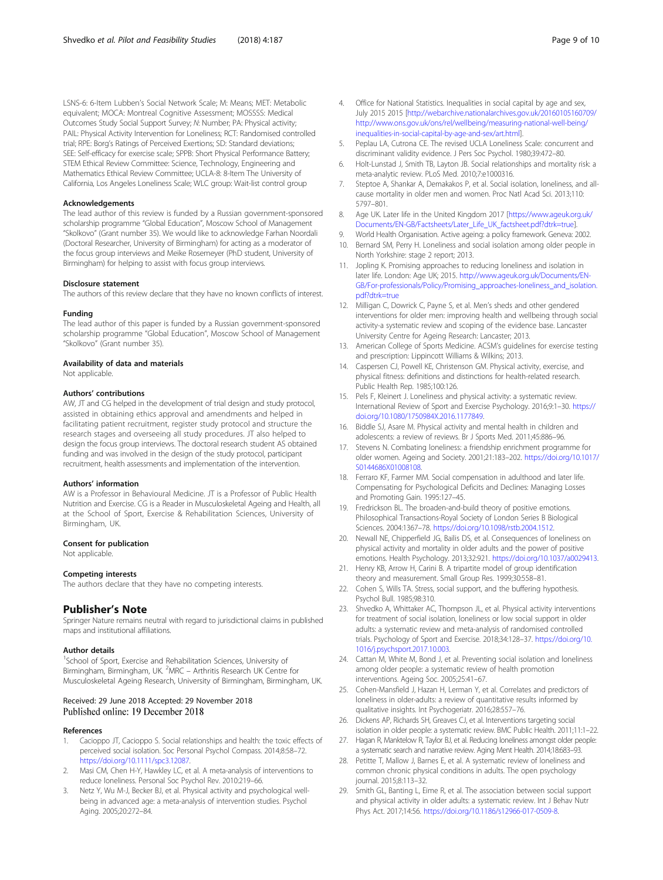LSNS-6: 6-Item Lubben's Social Network Scale; M: Means; MET: Metabolic equivalent; MOCA: Montreal Cognitive Assessment; MOSSSS: Medical Outcomes Study Social Support Survey; N: Number; PA: Physical activity; PAIL: Physical Activity Intervention for Loneliness; RCT: Randomised controlled trial; RPE: Borg's Ratings of Perceived Exertions; SD: Standard deviations; SEE: Self-efficacy for exercise scale; SPPB: Short Physical Performance Battery; STEM Ethical Review Committee: Science, Technology, Engineering and Mathematics Ethical Review Committee; UCLA-8: 8-Item The University of California, Los Angeles Loneliness Scale; WLC group: Wait-list control group

#### Acknowledgements

The lead author of this review is funded by a Russian government-sponsored scholarship programme "Global Education", Moscow School of Management "Skolkovo" (Grant number 35). We would like to acknowledge Farhan Noordali (Doctoral Researcher, University of Birmingham) for acting as a moderator of the focus group interviews and Meike Rosemeyer (PhD student, University of Birmingham) for helping to assist with focus group interviews.

#### Disclosure statement

The authors of this review declare that they have no known conflicts of interest.

#### Funding

The lead author of this paper is funded by a Russian government-sponsored scholarship programme "Global Education", Moscow School of Management "Skolkovo" (Grant number 35).

#### Availability of data and materials

Not applicable.

#### Authors' contributions

AW, JT and CG helped in the development of trial design and study protocol, assisted in obtaining ethics approval and amendments and helped in facilitating patient recruitment, register study protocol and structure the research stages and overseeing all study procedures. JT also helped to design the focus group interviews. The doctoral research student AS obtained funding and was involved in the design of the study protocol, participant recruitment, health assessments and implementation of the intervention.

#### Authors' information

AW is a Professor in Behavioural Medicine. JT is a Professor of Public Health Nutrition and Exercise. CG is a Reader in Musculoskeletal Ageing and Health, all at the School of Sport, Exercise & Rehabilitation Sciences, University of Birmingham, UK.

#### Consent for publication

Not applicable.

#### Competing interests

The authors declare that they have no competing interests.

### Publisher's Note

Springer Nature remains neutral with regard to jurisdictional claims in published maps and institutional affiliations.

#### Author details

[1]School of Sport, Exercise and Rehabilitation Sciences, University of Birmingham, Birmingham, UK. [2]MRC – Arthritis Research UK Centre for Musculoskeletal Ageing Research, University of Birmingham, Birmingham, UK.

Received: 29 June 2018 Accepted: 29 November 2018
Published online: 19 December 2018

#### References

1. Cacioppo JT, Cacioppo S. Social relationships and health: the toxic effects of perceived social isolation. Soc Personal Psychol Compass. 2014;8:58–72. https://doi.org/10.1111/spc3.12087.
2. Masi CM, Chen H-Y, Hawkley LC, et al. A meta-analysis of interventions to reduce loneliness. Personal Soc Psychol Rev. 2010:219–66.
3. Netz Y, Wu M-J, Becker BJ, et al. Physical activity and psychological well-being in advanced age: a meta-analysis of intervention studies. Psychol Aging. 2005;20:272–84.
4. Office for National Statistics. Inequalities in social capital by age and sex, July 2015 2015 [http://webarchive.nationalarchives.gov.uk/20160105160709/http://www.ons.gov.uk/ons/rel/wellbeing/measuring-national-well-being/inequalities-in-social-capital-by-age-and-sex/art.html].
5. Peplau LA, Cutrona CE. The revised UCLA Loneliness Scale: concurrent and discriminant validity evidence. J Pers Soc Psychol. 1980;39:472–80.
6. Holt-Lunstad J, Smith TB, Layton JB. Social relationships and mortality risk: a meta-analytic review. PLoS Med. 2010;7:e1000316.
7. Steptoe A, Shankar A, Demakakos P, et al. Social isolation, loneliness, and all-cause mortality in older men and women. Proc Natl Acad Sci. 2013;110:5797–801.
8. Age UK. Later life in the United Kingdom 2017 [https://www.ageuk.org.uk/Documents/EN-GB/Factsheets/Later_Life_UK_factsheet.pdf?dtrk=true].
9. World Health Organisation. Active ageing: a policy framework. Geneva: 2002.
10. Bernard SM, Perry H. Loneliness and social isolation among older people in North Yorkshire: stage 2 report; 2013.
11. Jopling K. Promising approaches to reducing loneliness and isolation in later life. London: Age UK; 2015. http://www.ageuk.org.uk/Documents/EN-GB/For-professionals/Policy/Promising_approaches-loneliness_and_isolation.pdf?dtrk=true
12. Milligan C, Dowrick C, Payne S, et al. Men's sheds and other gendered interventions for older men: improving health and wellbeing through social activity-a systematic review and scoping of the evidence base. Lancaster University Centre for Ageing Research: Lancaster; 2013.
13. American College of Sports Medicine. ACSM's guidelines for exercise testing and prescription: Lippincott Williams & Wilkins; 2013.
14. Caspersen CJ, Powell KE, Christenson GM. Physical activity, exercise, and physical fitness: definitions and distinctions for health-related research. Public Health Rep. 1985;100:126.
15. Pels F, Kleinert J. Loneliness and physical activity: a systematic review. International Review of Sport and Exercise Psychology. 2016;9:1–30. https://doi.org/10.1080/1750984X.2016.1177849.
16. Biddle SJ, Asare M. Physical activity and mental health in children and adolescents: a review of reviews. Br J Sports Med. 2011;45:886–96.
17. Stevens N. Combating loneliness: a friendship enrichment programme for older women. Ageing and Society. 2001;21:183–202. https://doi.org/10.1017/S0144686X01008108.
18. Ferraro KF, Farmer MM. Social compensation in adulthood and later life. Compensating for Psychological Deficits and Declines: Managing Losses and Promoting Gain. 1995:127–45.
19. Fredrickson BL. The broaden-and-build theory of positive emotions. Philosophical Transactions-Royal Society of London Series B Biological Sciences. 2004:1367–78. https://doi.org/10.1098/rstb.2004.1512.
20. Newall NE, Chipperfield JG, Bailis DS, et al. Consequences of loneliness on physical activity and mortality in older adults and the power of positive emotions. Health Psychology. 2013;32:921. https://doi.org/10.1037/a0029413.
21. Henry KB, Arrow H, Carini B. A tripartite model of group identification theory and measurement. Small Group Res. 1999;30:558–81.
22. Cohen S, Wills TA. Stress, social support, and the buffering hypothesis. Psychol Bull. 1985;98:310.
23. Shvedko A, Whittaker AC, Thompson JL, et al. Physical activity interventions for treatment of social isolation, loneliness or low social support in older adults: a systematic review and meta-analysis of randomised controlled trials. Psychology of Sport and Exercise. 2018;34:128–37. https://doi.org/10.1016/j.psychsport.2017.10.003.
24. Cattan M, White M, Bond J, et al. Preventing social isolation and loneliness among older people: a systematic review of health promotion interventions. Ageing Soc. 2005;25:41–67.
25. Cohen-Mansfield J, Hazan H, Lerman Y, et al. Correlates and predictors of loneliness in older-adults: a review of quantitative results informed by qualitative insights. Int Psychogeriatr. 2016;28:557–76.
26. Dickens AP, Richards SH, Greaves CJ, et al. Interventions targeting social isolation in older people: a systematic review. BMC Public Health. 2011;11:1–22.
27. Hagan R, Manktelow R, Taylor BJ, et al. Reducing loneliness amongst older people: a systematic search and narrative review. Aging Ment Health. 2014;18:683–93.
28. Petitte T, Mallow J, Barnes E, et al. A systematic review of loneliness and common chronic physical conditions in adults. The open psychology journal. 2015;8:113–32.
29. Smith GL, Banting L, Eime R, et al. The association between social support and physical activity in older adults: a systematic review. Int J Behav Nutr Phys Act. 2017;14:56. https://doi.org/10.1186/s12966-017-0509-8.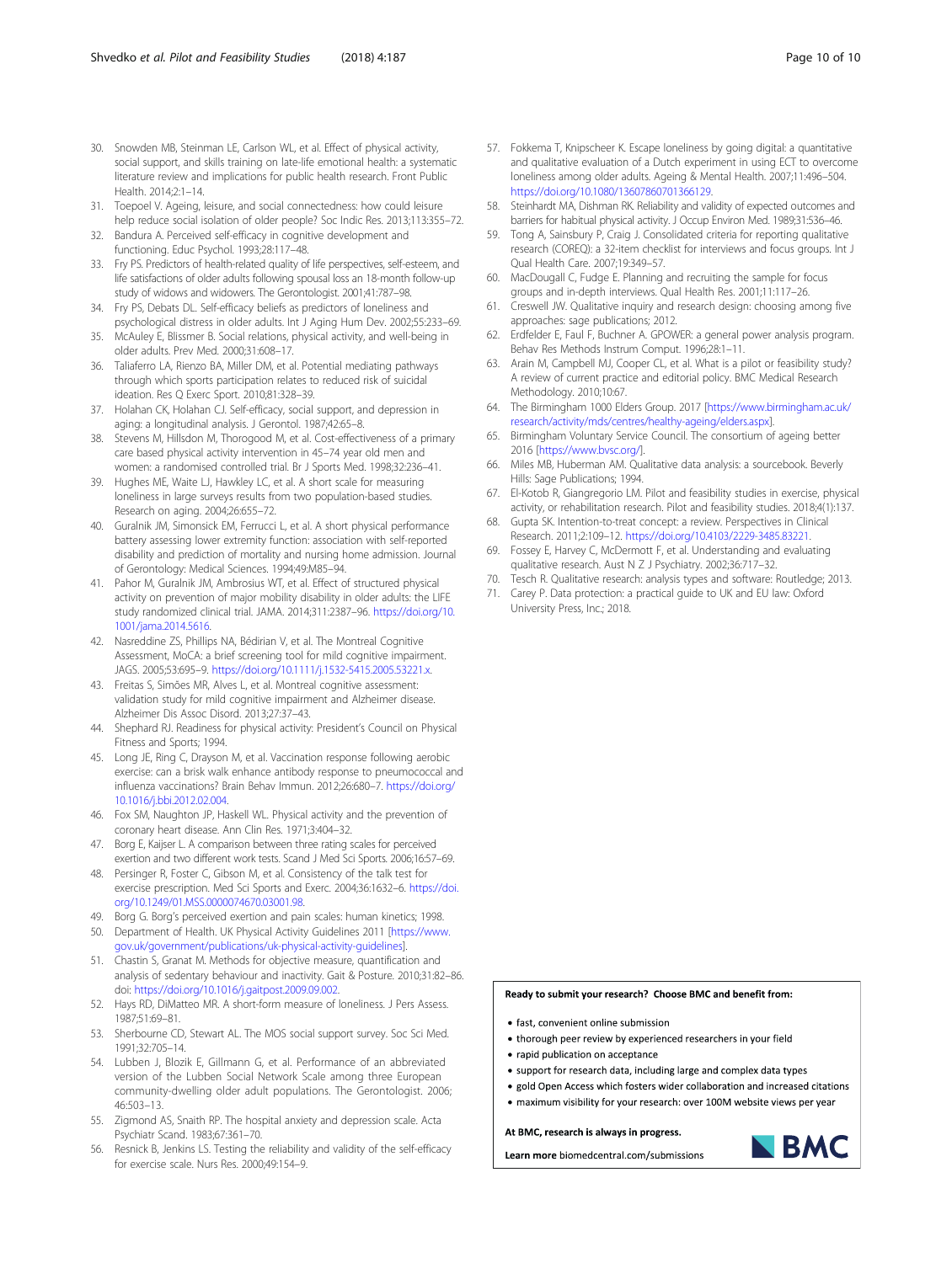30. Snowden MB, Steinman LE, Carlson WL, et al. Effect of physical activity, social support, and skills training on late-life emotional health: a systematic literature review and implications for public health research. Front Public Health. 2014;2:1–14.
31. Toepoel V. Ageing, leisure, and social connectedness: how could leisure help reduce social isolation of older people? Soc Indic Res. 2013;113:355–72.
32. Bandura A. Perceived self-efficacy in cognitive development and functioning. Educ Psychol. 1993;28:117–48.
33. Fry PS. Predictors of health-related quality of life perspectives, self-esteem, and life satisfactions of older adults following spousal loss an 18-month follow-up study of widows and widowers. The Gerontologist. 2001;41:787–98.
34. Fry PS, Debats DL. Self-efficacy beliefs as predictors of loneliness and psychological distress in older adults. Int J Aging Hum Dev. 2002;55:233–69.
35. McAuley E, Blissmer B. Social relations, physical activity, and well-being in older adults. Prev Med. 2000;31:608–17.
36. Taliaferro LA, Rienzo BA, Miller DM, et al. Potential mediating pathways through which sports participation relates to reduced risk of suicidal ideation. Res Q Exerc Sport. 2010;81:328–39.
37. Holahan CK, Holahan CJ. Self-efficacy, social support, and depression in aging: a longitudinal analysis. J Gerontol. 1987;42:65–8.
38. Stevens M, Hillsdon M, Thorogood M, et al. Cost-effectiveness of a primary care based physical activity intervention in 45–74 year old men and women: a randomised controlled trial. Br J Sports Med. 1998;32:236–41.
39. Hughes ME, Waite LJ, Hawkley LC, et al. A short scale for measuring loneliness in large surveys results from two population-based studies. Research on aging. 2004;26:655–72.
40. Guralnik JM, Simonsick EM, Ferrucci L, et al. A short physical performance battery assessing lower extremity function: association with self-reported disability and prediction of mortality and nursing home admission. Journal of Gerontology: Medical Sciences. 1994;49:M85–94.
41. Pahor M, Guralnik JM, Ambrosius WT, et al. Effect of structured physical activity on prevention of major mobility disability in older adults: the LIFE study randomized clinical trial. JAMA. 2014;311:2387–96. https://doi.org/10.1001/jama.2014.5616.
42. Nasreddine ZS, Phillips NA, Bédirian V, et al. The Montreal Cognitive Assessment, MoCA: a brief screening tool for mild cognitive impairment. JAGS. 2005;53:695–9. https://doi.org/10.1111/j.1532-5415.2005.53221.x.
43. Freitas S, Simões MR, Alves L, et al. Montreal cognitive assessment: validation study for mild cognitive impairment and Alzheimer disease. Alzheimer Dis Assoc Disord. 2013;27:37–43.
44. Shephard RJ. Readiness for physical activity: President's Council on Physical Fitness and Sports; 1994.
45. Long JE, Ring C, Drayson M, et al. Vaccination response following aerobic exercise: can a brisk walk enhance antibody response to pneumococcal and influenza vaccinations? Brain Behav Immun. 2012;26:680–7. https://doi.org/10.1016/j.bbi.2012.02.004.
46. Fox SM, Naughton JP, Haskell WL. Physical activity and the prevention of coronary heart disease. Ann Clin Res. 1971;3:404–32.
47. Borg E, Kaijser L. A comparison between three rating scales for perceived exertion and two different work tests. Scand J Med Sci Sports. 2006;16:57–69.
48. Persinger R, Foster C, Gibson M, et al. Consistency of the talk test for exercise prescription. Med Sci Sports and Exerc. 2004;36:1632–6. https://doi.org/10.1249/01.MSS.0000074670.03001.98.
49. Borg G. Borg's perceived exertion and pain scales: human kinetics; 1998.
50. Department of Health. UK Physical Activity Guidelines 2011 [https://www.gov.uk/government/publications/uk-physical-activity-guidelines].
51. Chastin S, Granat M. Methods for objective measure, quantification and analysis of sedentary behaviour and inactivity. Gait & Posture. 2010;31:82–86. doi: https://doi.org/10.1016/j.gaitpost.2009.09.002.
52. Hays RD, DiMatteo MR. A short-form measure of loneliness. J Pers Assess. 1987;51:69–81.
53. Sherbourne CD, Stewart AL. The MOS social support survey. Soc Sci Med. 1991;32:705–14.
54. Lubben J, Blozik E, Gillmann G, et al. Performance of an abbreviated version of the Lubben Social Network Scale among three European community-dwelling older adult populations. The Gerontologist. 2006;46:503–13.
55. Zigmond AS, Snaith RP. The hospital anxiety and depression scale. Acta Psychiatr Scand. 1983;67:361–70.
56. Resnick B, Jenkins LS. Testing the reliability and validity of the self-efficacy for exercise scale. Nurs Res. 2000;49:154–9.
57. Fokkema T, Knipscheer K. Escape loneliness by going digital: a quantitative and qualitative evaluation of a Dutch experiment in using ECT to overcome loneliness among older adults. Ageing & Mental Health. 2007;11:496–504. https://doi.org/10.1080/13607860701366129.
58. Steinhardt MA, Dishman RK. Reliability and validity of expected outcomes and barriers for habitual physical activity. J Occup Environ Med. 1989;31:536–46.
59. Tong A, Sainsbury P, Craig J. Consolidated criteria for reporting qualitative research (COREQ): a 32-item checklist for interviews and focus groups. Int J Qual Health Care. 2007;19:349–57.
60. MacDougall C, Fudge E. Planning and recruiting the sample for focus groups and in-depth interviews. Qual Health Res. 2001;11:117–26.
61. Creswell JW. Qualitative inquiry and research design: choosing among five approaches: sage publications; 2012.
62. Erdfelder E, Faul F, Buchner A. GPOWER: a general power analysis program. Behav Res Methods Instrum Comput. 1996;28:1–11.
63. Arain M, Campbell MJ, Cooper CL, et al. What is a pilot or feasibility study? A review of current practice and editorial policy. BMC Medical Research Methodology. 2010;10:67.
64. The Birmingham 1000 Elders Group. 2017 [https://www.birmingham.ac.uk/research/activity/mds/centres/healthy-ageing/elders.aspx].
65. Birmingham Voluntary Service Council. The consortium of ageing better 2016 [https://www.bvsc.org/].
66. Miles MB, Huberman AM. Qualitative data analysis: a sourcebook. Beverly Hills: Sage Publications; 1994.
67. El-Kotob R, Giangregorio LM. Pilot and feasibility studies in exercise, physical activity, or rehabilitation research. Pilot and feasibility studies. 2018;4(1):137.
68. Gupta SK. Intention-to-treat concept: a review. Perspectives in Clinical Research. 2011;2:109–12. https://doi.org/10.4103/2229-3485.83221.
69. Fossey E, Harvey C, McDermott F, et al. Understanding and evaluating qualitative research. Aust N Z J Psychiatry. 2002;36:717–32.
70. Tesch R. Qualitative research: analysis types and software: Routledge; 2013.
71. Carey P. Data protection: a practical guide to UK and EU law: Oxford University Press, Inc.; 2018.

**Ready to submit your research? Choose BMC and benefit from:**

- fast, convenient online submission
- thorough peer review by experienced researchers in your field
- rapid publication on acceptance
- support for research data, including large and complex data types
- gold Open Access which fosters wider collaboration and increased citations
- maximum visibility for your research: over 100M website views per year

**At BMC, research is always in progress.**

**Learn more** biomedcentral.com/submissions

BMC